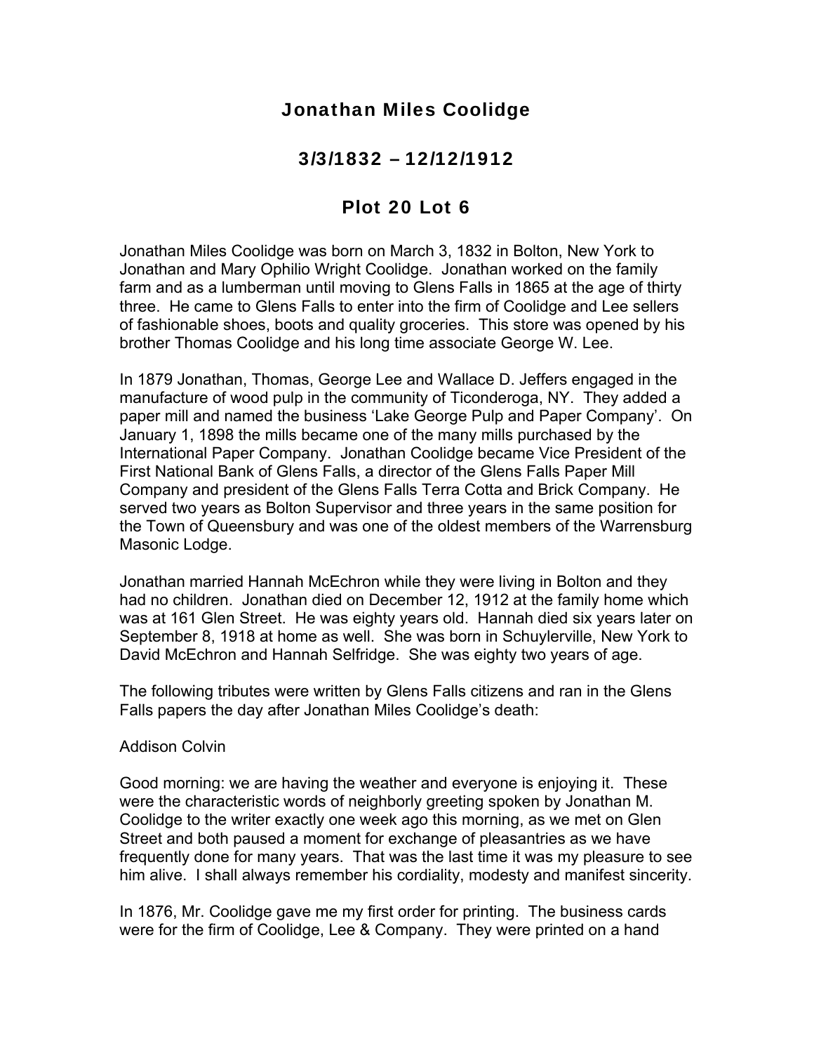# Jonathan Miles Coolidge

## 3/3/1832 – 12/12/1912

## Plot 20 Lot 6

Jonathan Miles Coolidge was born on March 3, 1832 in Bolton, New York to Jonathan and Mary Ophilio Wright Coolidge. Jonathan worked on the family farm and as a lumberman until moving to Glens Falls in 1865 at the age of thirty three. He came to Glens Falls to enter into the firm of Coolidge and Lee sellers of fashionable shoes, boots and quality groceries. This store was opened by his brother Thomas Coolidge and his long time associate George W. Lee.

In 1879 Jonathan, Thomas, George Lee and Wallace D. Jeffers engaged in the manufacture of wood pulp in the community of Ticonderoga, NY. They added a paper mill and named the business 'Lake George Pulp and Paper Company'. On January 1, 1898 the mills became one of the many mills purchased by the International Paper Company. Jonathan Coolidge became Vice President of the First National Bank of Glens Falls, a director of the Glens Falls Paper Mill Company and president of the Glens Falls Terra Cotta and Brick Company. He served two years as Bolton Supervisor and three years in the same position for the Town of Queensbury and was one of the oldest members of the Warrensburg Masonic Lodge.

Jonathan married Hannah McEchron while they were living in Bolton and they had no children. Jonathan died on December 12, 1912 at the family home which was at 161 Glen Street. He was eighty years old. Hannah died six years later on September 8, 1918 at home as well. She was born in Schuylerville, New York to David McEchron and Hannah Selfridge. She was eighty two years of age.

The following tributes were written by Glens Falls citizens and ran in the Glens Falls papers the day after Jonathan Miles Coolidge's death:

Addison Colvin

Good morning: we are having the weather and everyone is enjoying it. These were the characteristic words of neighborly greeting spoken by Jonathan M. Coolidge to the writer exactly one week ago this morning, as we met on Glen Street and both paused a moment for exchange of pleasantries as we have frequently done for many years. That was the last time it was my pleasure to see him alive. I shall always remember his cordiality, modesty and manifest sincerity.

In 1876, Mr. Coolidge gave me my first order for printing. The business cards were for the firm of Coolidge, Lee & Company. They were printed on a hand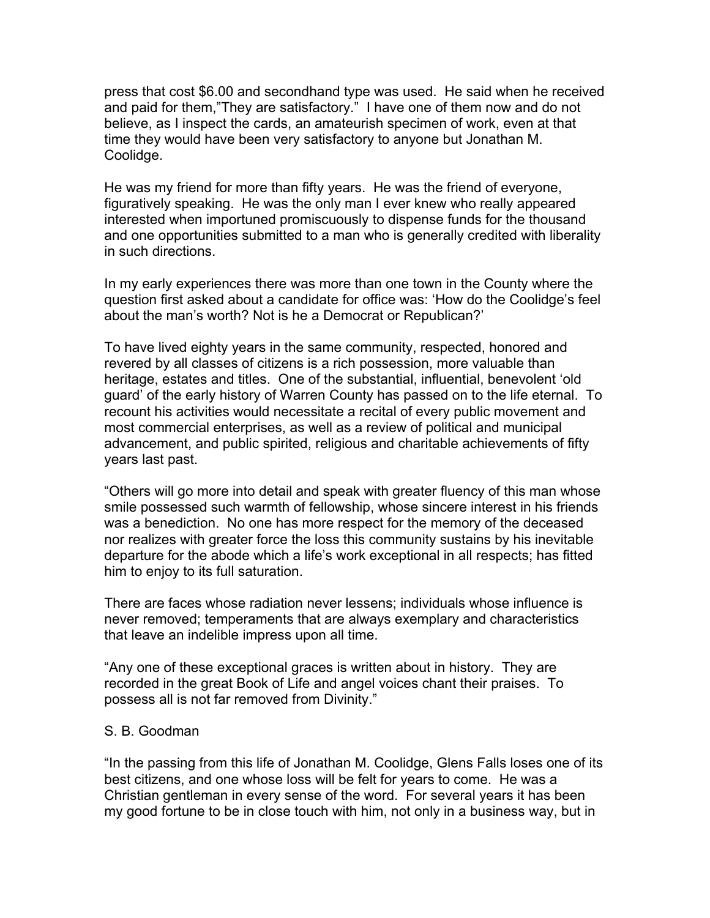press that cost $6.00 and secondhand type was used. He said when he received and paid for them,"They are satisfactory." I have one of them now and do not believe, as I inspect the cards, an amateurish specimen of work, even at that time they would have been very satisfactory to anyone but Jonathan M. Coolidge.

He was my friend for more than fifty years. He was the friend of everyone, figuratively speaking. He was the only man I ever knew who really appeared interested when importuned promiscuously to dispense funds for the thousand and one opportunities submitted to a man who is generally credited with liberality in such directions.

In my early experiences there was more than one town in the County where the question first asked about a candidate for office was: 'How do the Coolidge's feel about the man's worth? Not is he a Democrat or Republican?'

To have lived eighty years in the same community, respected, honored and revered by all classes of citizens is a rich possession, more valuable than heritage, estates and titles. One of the substantial, influential, benevolent 'old guard' of the early history of Warren County has passed on to the life eternal. To recount his activities would necessitate a recital of every public movement and most commercial enterprises, as well as a review of political and municipal advancement, and public spirited, religious and charitable achievements of fifty years last past.

"Others will go more into detail and speak with greater fluency of this man whose smile possessed such warmth of fellowship, whose sincere interest in his friends was a benediction. No one has more respect for the memory of the deceased nor realizes with greater force the loss this community sustains by his inevitable departure for the abode which a life's work exceptional in all respects; has fitted him to enjoy to its full saturation.

There are faces whose radiation never lessens; individuals whose influence is never removed; temperaments that are always exemplary and characteristics that leave an indelible impress upon all time.

"Any one of these exceptional graces is written about in history. They are recorded in the great Book of Life and angel voices chant their praises. To possess all is not far removed from Divinity."

S. B. Goodman

"In the passing from this life of Jonathan M. Coolidge, Glens Falls loses one of its best citizens, and one whose loss will be felt for years to come. He was a Christian gentleman in every sense of the word. For several years it has been my good fortune to be in close touch with him, not only in a business way, but in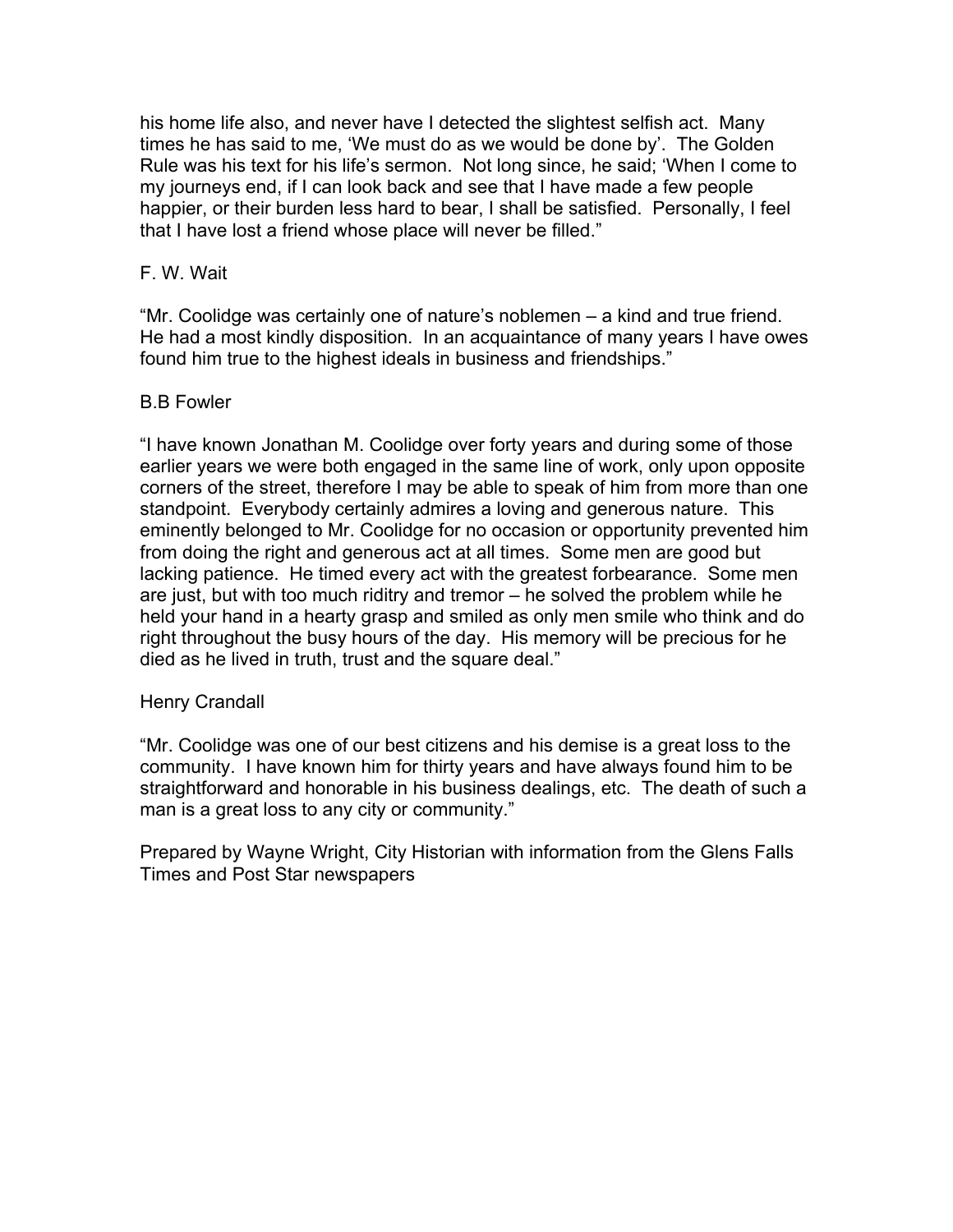his home life also, and never have I detected the slightest selfish act. Many times he has said to me, 'We must do as we would be done by'. The Golden Rule was his text for his life's sermon. Not long since, he said; 'When I come to my journeys end, if I can look back and see that I have made a few people happier, or their burden less hard to bear, I shall be satisfied. Personally, I feel that I have lost a friend whose place will never be filled."

F. W. Wait

"Mr. Coolidge was certainly one of nature's noblemen – a kind and true friend. He had a most kindly disposition. In an acquaintance of many years I have owes found him true to the highest ideals in business and friendships."

B.B Fowler

"I have known Jonathan M. Coolidge over forty years and during some of those earlier years we were both engaged in the same line of work, only upon opposite corners of the street, therefore I may be able to speak of him from more than one standpoint. Everybody certainly admires a loving and generous nature. This eminently belonged to Mr. Coolidge for no occasion or opportunity prevented him from doing the right and generous act at all times. Some men are good but lacking patience. He timed every act with the greatest forbearance. Some men are just, but with too much riditry and tremor – he solved the problem while he held your hand in a hearty grasp and smiled as only men smile who think and do right throughout the busy hours of the day. His memory will be precious for he died as he lived in truth, trust and the square deal."

Henry Crandall

"Mr. Coolidge was one of our best citizens and his demise is a great loss to the community. I have known him for thirty years and have always found him to be straightforward and honorable in his business dealings, etc. The death of such a man is a great loss to any city or community."

Prepared by Wayne Wright, City Historian with information from the Glens Falls Times and Post Star newspapers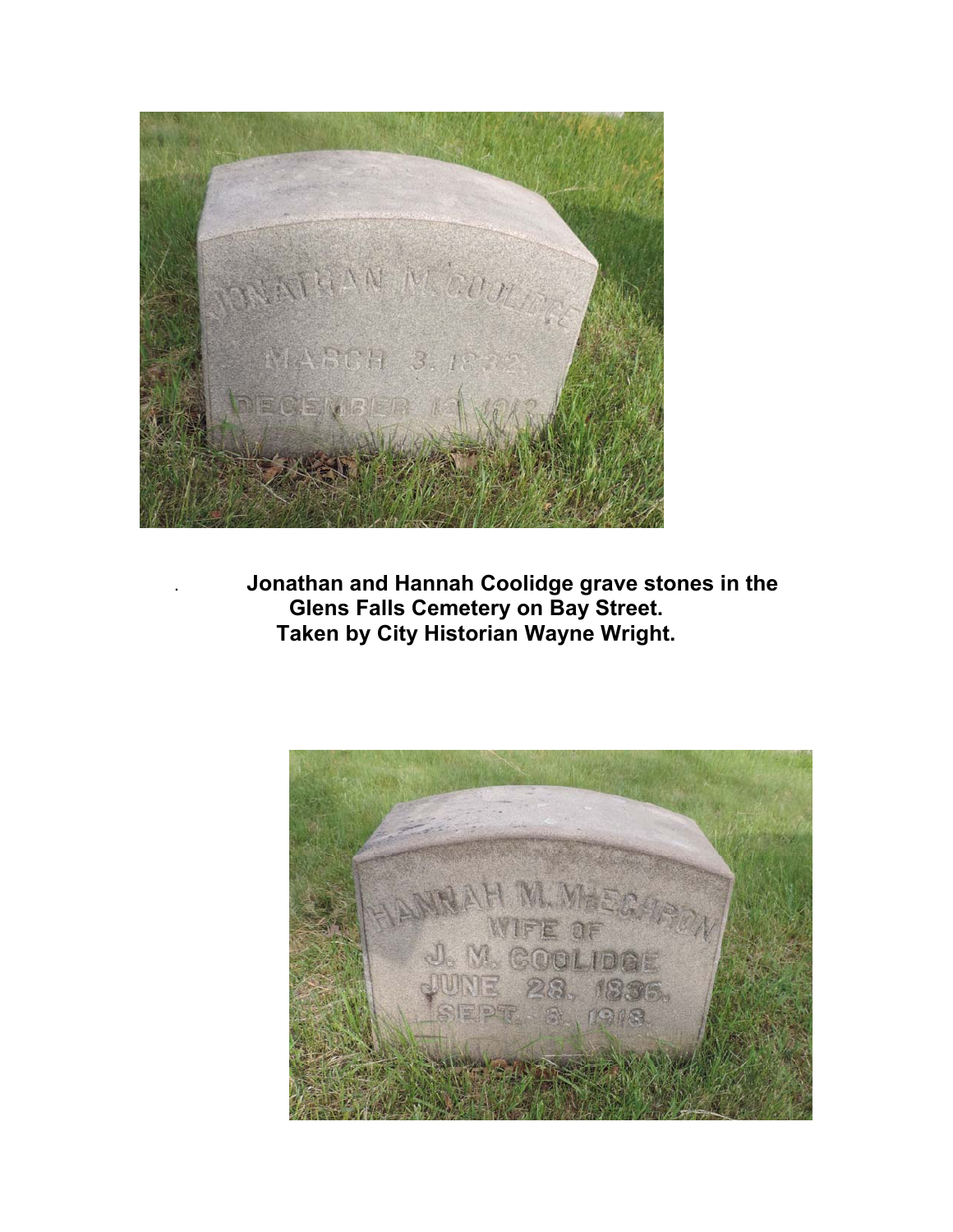Jonathan and Hannah Coolidge grave stones in the Glens Falls Cemetery on Bay Street. Taken by City Historian Wayne Wright.